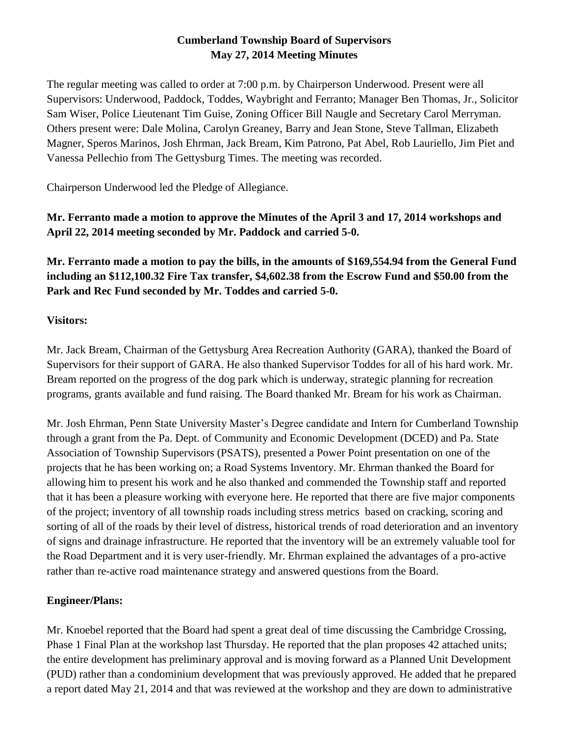# Cumberland Township Board of Supervisors
## May 27, 2014 Meeting Minutes

The regular meeting was called to order at 7:00 p.m. by Chairperson Underwood. Present were all Supervisors: Underwood, Paddock, Toddes, Waybright and Ferranto; Manager Ben Thomas, Jr., Solicitor Sam Wiser, Police Lieutenant Tim Guise, Zoning Officer Bill Naugle and Secretary Carol Merryman. Others present were: Dale Molina, Carolyn Greaney, Barry and Jean Stone, Steve Tallman, Elizabeth Magner, Speros Marinos, Josh Ehrman, Jack Bream, Kim Patrono, Pat Abel, Rob Lauriello, Jim Piet and Vanessa Pellechio from The Gettysburg Times. The meeting was recorded.

Chairperson Underwood led the Pledge of Allegiance.

**Mr. Ferranto made a motion to approve the Minutes of the April 3 and 17, 2014 workshops and April 22, 2014 meeting seconded by Mr. Paddock and carried 5-0.**

**Mr. Ferranto made a motion to pay the bills, in the amounts of $169,554.94 from the General Fund including an $112,100.32 Fire Tax transfer, $4,602.38 from the Escrow Fund and $50.00 from the Park and Rec Fund seconded by Mr. Toddes and carried 5-0.**

**Visitors:**

Mr. Jack Bream, Chairman of the Gettysburg Area Recreation Authority (GARA), thanked the Board of Supervisors for their support of GARA. He also thanked Supervisor Toddes for all of his hard work. Mr. Bream reported on the progress of the dog park which is underway, strategic planning for recreation programs, grants available and fund raising. The Board thanked Mr. Bream for his work as Chairman.

Mr. Josh Ehrman, Penn State University Master's Degree candidate and Intern for Cumberland Township through a grant from the Pa. Dept. of Community and Economic Development (DCED) and Pa. State Association of Township Supervisors (PSATS), presented a Power Point presentation on one of the projects that he has been working on; a Road Systems Inventory. Mr. Ehrman thanked the Board for allowing him to present his work and he also thanked and commended the Township staff and reported that it has been a pleasure working with everyone here. He reported that there are five major components of the project; inventory of all township roads including stress metrics based on cracking, scoring and sorting of all of the roads by their level of distress, historical trends of road deterioration and an inventory of signs and drainage infrastructure. He reported that the inventory will be an extremely valuable tool for the Road Department and it is very user-friendly. Mr. Ehrman explained the advantages of a pro-active rather than re-active road maintenance strategy and answered questions from the Board.

**Engineer/Plans:**

Mr. Knoebel reported that the Board had spent a great deal of time discussing the Cambridge Crossing, Phase 1 Final Plan at the workshop last Thursday. He reported that the plan proposes 42 attached units; the entire development has preliminary approval and is moving forward as a Planned Unit Development (PUD) rather than a condominium development that was previously approved. He added that he prepared a report dated May 21, 2014 and that was reviewed at the workshop and they are down to administrative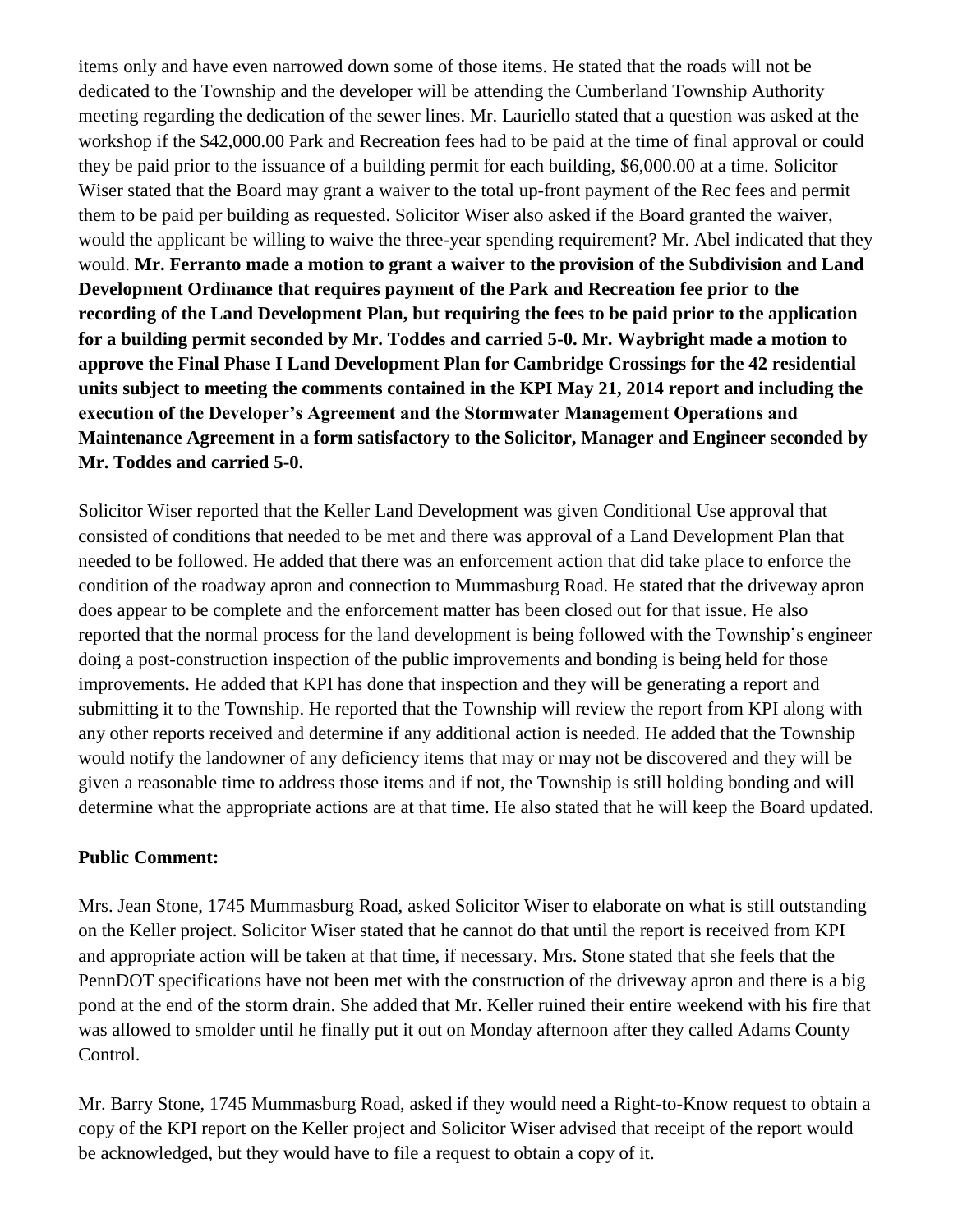items only and have even narrowed down some of those items. He stated that the roads will not be dedicated to the Township and the developer will be attending the Cumberland Township Authority meeting regarding the dedication of the sewer lines. Mr. Lauriello stated that a question was asked at the workshop if the $42,000.00 Park and Recreation fees had to be paid at the time of final approval or could they be paid prior to the issuance of a building permit for each building, $6,000.00 at a time. Solicitor Wiser stated that the Board may grant a waiver to the total up-front payment of the Rec fees and permit them to be paid per building as requested. Solicitor Wiser also asked if the Board granted the waiver, would the applicant be willing to waive the three-year spending requirement? Mr. Abel indicated that they would. **Mr. Ferranto made a motion to grant a waiver to the provision of the Subdivision and Land Development Ordinance that requires payment of the Park and Recreation fee prior to the recording of the Land Development Plan, but requiring the fees to be paid prior to the application for a building permit seconded by Mr. Toddes and carried 5-0. Mr. Waybright made a motion to approve the Final Phase I Land Development Plan for Cambridge Crossings for the 42 residential units subject to meeting the comments contained in the KPI May 21, 2014 report and including the execution of the Developer's Agreement and the Stormwater Management Operations and Maintenance Agreement in a form satisfactory to the Solicitor, Manager and Engineer seconded by Mr. Toddes and carried 5-0.**

Solicitor Wiser reported that the Keller Land Development was given Conditional Use approval that consisted of conditions that needed to be met and there was approval of a Land Development Plan that needed to be followed. He added that there was an enforcement action that did take place to enforce the condition of the roadway apron and connection to Mummasburg Road. He stated that the driveway apron does appear to be complete and the enforcement matter has been closed out for that issue. He also reported that the normal process for the land development is being followed with the Township's engineer doing a post-construction inspection of the public improvements and bonding is being held for those improvements. He added that KPI has done that inspection and they will be generating a report and submitting it to the Township. He reported that the Township will review the report from KPI along with any other reports received and determine if any additional action is needed. He added that the Township would notify the landowner of any deficiency items that may or may not be discovered and they will be given a reasonable time to address those items and if not, the Township is still holding bonding and will determine what the appropriate actions are at that time. He also stated that he will keep the Board updated.

**Public Comment:**

Mrs. Jean Stone, 1745 Mummasburg Road, asked Solicitor Wiser to elaborate on what is still outstanding on the Keller project. Solicitor Wiser stated that he cannot do that until the report is received from KPI and appropriate action will be taken at that time, if necessary. Mrs. Stone stated that she feels that the PennDOT specifications have not been met with the construction of the driveway apron and there is a big pond at the end of the storm drain. She added that Mr. Keller ruined their entire weekend with his fire that was allowed to smolder until he finally put it out on Monday afternoon after they called Adams County Control.

Mr. Barry Stone, 1745 Mummasburg Road, asked if they would need a Right-to-Know request to obtain a copy of the KPI report on the Keller project and Solicitor Wiser advised that receipt of the report would be acknowledged, but they would have to file a request to obtain a copy of it.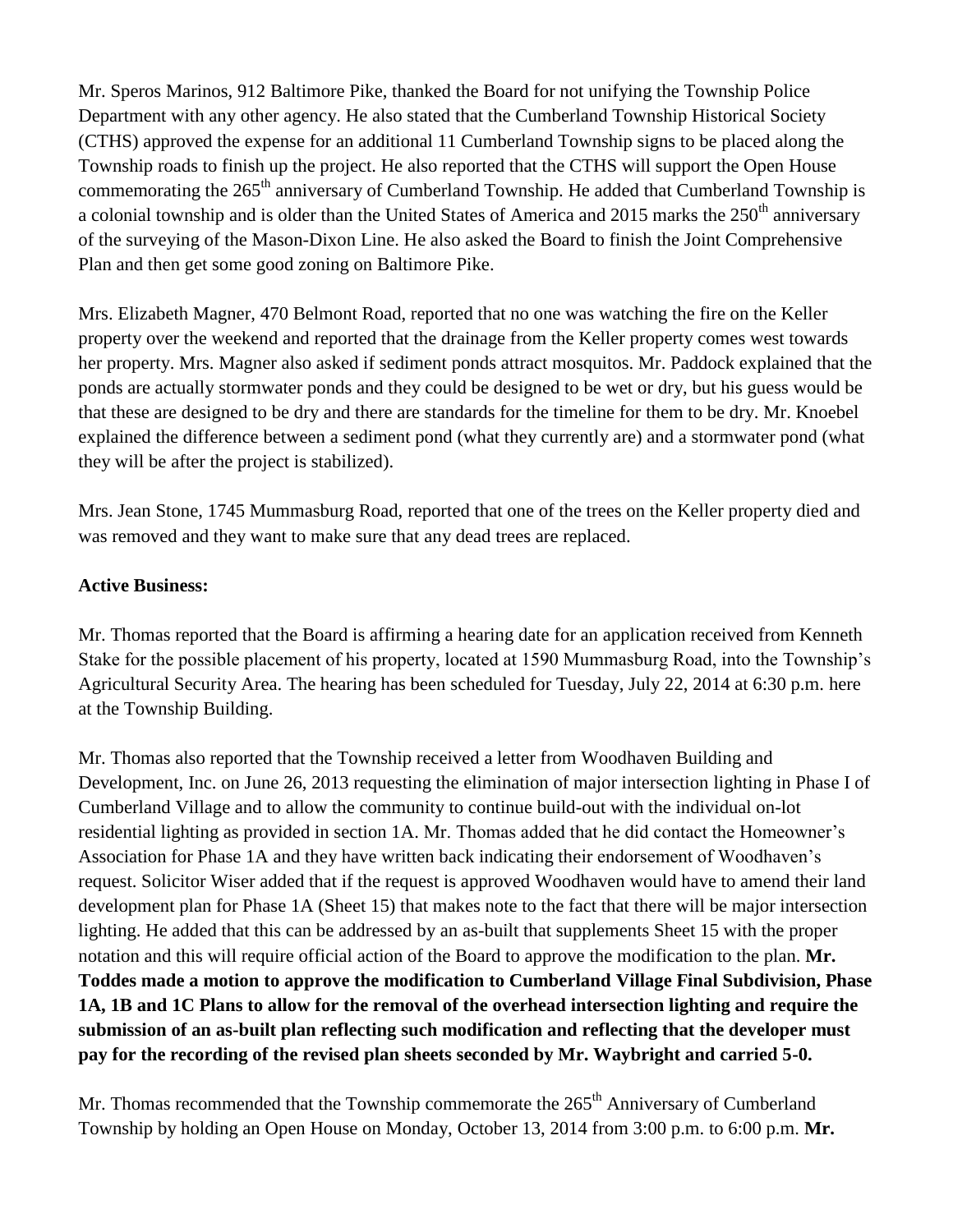Mr. Speros Marinos, 912 Baltimore Pike, thanked the Board for not unifying the Township Police Department with any other agency. He also stated that the Cumberland Township Historical Society (CTHS) approved the expense for an additional 11 Cumberland Township signs to be placed along the Township roads to finish up the project. He also reported that the CTHS will support the Open House commemorating the 265th anniversary of Cumberland Township. He added that Cumberland Township is a colonial township and is older than the United States of America and 2015 marks the 250th anniversary of the surveying of the Mason-Dixon Line. He also asked the Board to finish the Joint Comprehensive Plan and then get some good zoning on Baltimore Pike.

Mrs. Elizabeth Magner, 470 Belmont Road, reported that no one was watching the fire on the Keller property over the weekend and reported that the drainage from the Keller property comes west towards her property. Mrs. Magner also asked if sediment ponds attract mosquitos. Mr. Paddock explained that the ponds are actually stormwater ponds and they could be designed to be wet or dry, but his guess would be that these are designed to be dry and there are standards for the timeline for them to be dry. Mr. Knoebel explained the difference between a sediment pond (what they currently are) and a stormwater pond (what they will be after the project is stabilized).

Mrs. Jean Stone, 1745 Mummasburg Road, reported that one of the trees on the Keller property died and was removed and they want to make sure that any dead trees are replaced.

**Active Business:**

Mr. Thomas reported that the Board is affirming a hearing date for an application received from Kenneth Stake for the possible placement of his property, located at 1590 Mummasburg Road, into the Township's Agricultural Security Area. The hearing has been scheduled for Tuesday, July 22, 2014 at 6:30 p.m. here at the Township Building.

Mr. Thomas also reported that the Township received a letter from Woodhaven Building and Development, Inc. on June 26, 2013 requesting the elimination of major intersection lighting in Phase I of Cumberland Village and to allow the community to continue build-out with the individual on-lot residential lighting as provided in section 1A. Mr. Thomas added that he did contact the Homeowner's Association for Phase 1A and they have written back indicating their endorsement of Woodhaven's request. Solicitor Wiser added that if the request is approved Woodhaven would have to amend their land development plan for Phase 1A (Sheet 15) that makes note to the fact that there will be major intersection lighting. He added that this can be addressed by an as-built that supplements Sheet 15 with the proper notation and this will require official action of the Board to approve the modification to the plan. **Mr. Toddes made a motion to approve the modification to Cumberland Village Final Subdivision, Phase 1A, 1B and 1C Plans to allow for the removal of the overhead intersection lighting and require the submission of an as-built plan reflecting such modification and reflecting that the developer must pay for the recording of the revised plan sheets seconded by Mr. Waybright and carried 5-0.**

Mr. Thomas recommended that the Township commemorate the 265th Anniversary of Cumberland Township by holding an Open House on Monday, October 13, 2014 from 3:00 p.m. to 6:00 p.m. **Mr.**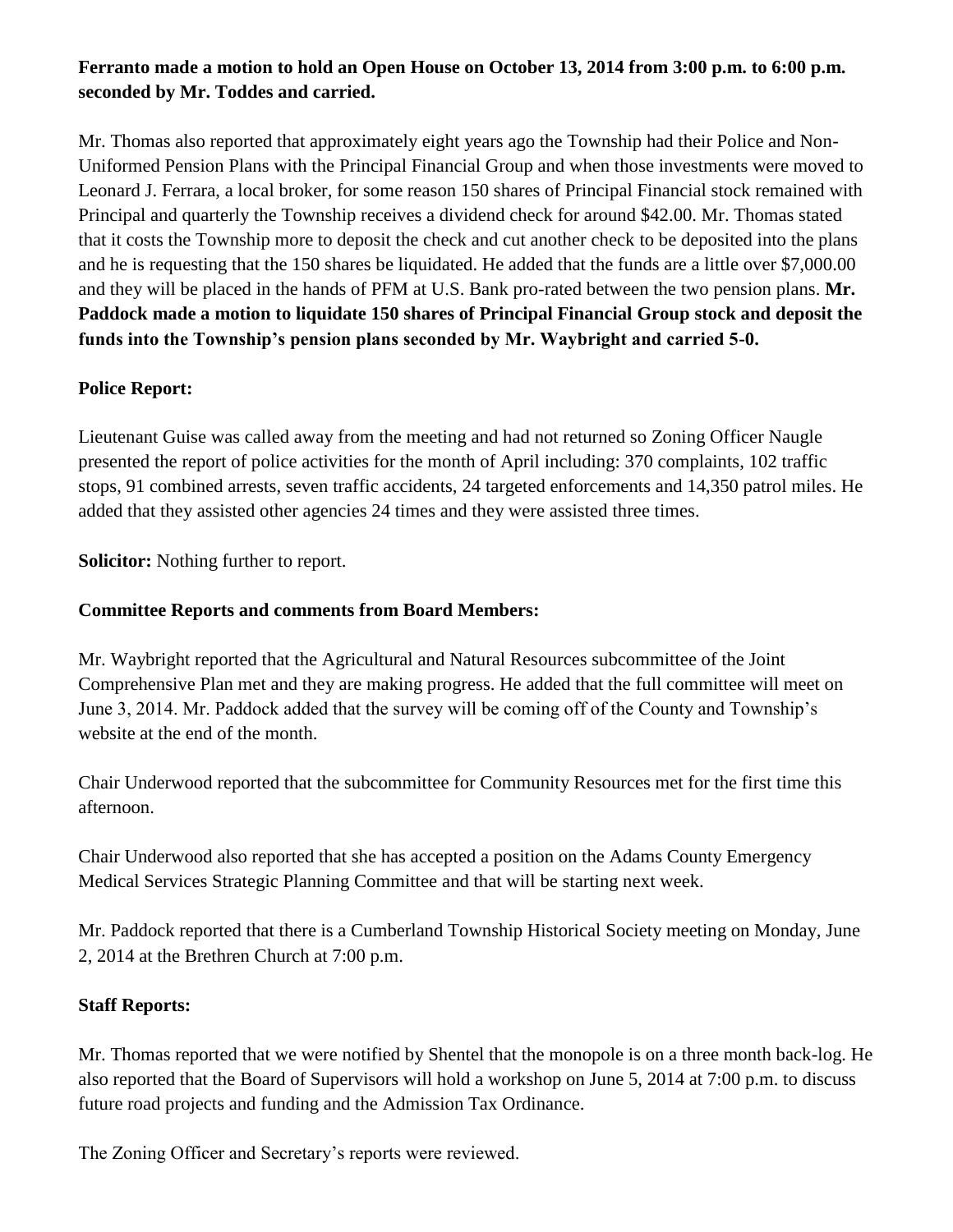**Ferranto made a motion to hold an Open House on October 13, 2014 from 3:00 p.m. to 6:00 p.m. seconded by Mr. Toddes and carried.**

Mr. Thomas also reported that approximately eight years ago the Township had their Police and Non-Uniformed Pension Plans with the Principal Financial Group and when those investments were moved to Leonard J. Ferrara, a local broker, for some reason 150 shares of Principal Financial stock remained with Principal and quarterly the Township receives a dividend check for around $42.00. Mr. Thomas stated that it costs the Township more to deposit the check and cut another check to be deposited into the plans and he is requesting that the 150 shares be liquidated. He added that the funds are a little over $7,000.00 and they will be placed in the hands of PFM at U.S. Bank pro-rated between the two pension plans. **Mr. Paddock made a motion to liquidate 150 shares of Principal Financial Group stock and deposit the funds into the Township's pension plans seconded by Mr. Waybright and carried 5-0.**

**Police Report:**

Lieutenant Guise was called away from the meeting and had not returned so Zoning Officer Naugle presented the report of police activities for the month of April including: 370 complaints, 102 traffic stops, 91 combined arrests, seven traffic accidents, 24 targeted enforcements and 14,350 patrol miles. He added that they assisted other agencies 24 times and they were assisted three times.

**Solicitor:** Nothing further to report.

**Committee Reports and comments from Board Members:**

Mr. Waybright reported that the Agricultural and Natural Resources subcommittee of the Joint Comprehensive Plan met and they are making progress. He added that the full committee will meet on June 3, 2014. Mr. Paddock added that the survey will be coming off of the County and Township's website at the end of the month.

Chair Underwood reported that the subcommittee for Community Resources met for the first time this afternoon.

Chair Underwood also reported that she has accepted a position on the Adams County Emergency Medical Services Strategic Planning Committee and that will be starting next week.

Mr. Paddock reported that there is a Cumberland Township Historical Society meeting on Monday, June 2, 2014 at the Brethren Church at 7:00 p.m.

**Staff Reports:**

Mr. Thomas reported that we were notified by Shentel that the monopole is on a three month back-log. He also reported that the Board of Supervisors will hold a workshop on June 5, 2014 at 7:00 p.m. to discuss future road projects and funding and the Admission Tax Ordinance.

The Zoning Officer and Secretary's reports were reviewed.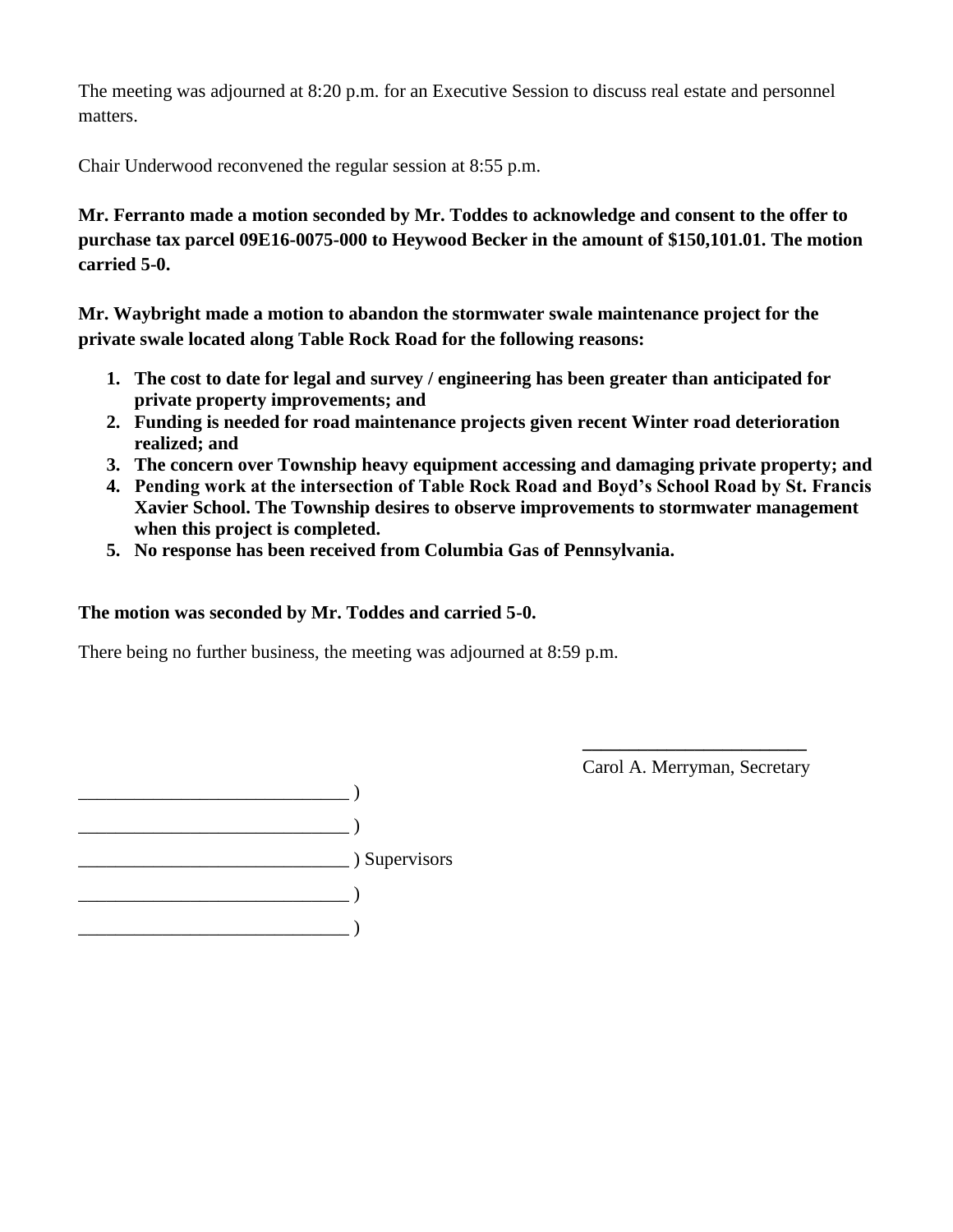The meeting was adjourned at 8:20 p.m. for an Executive Session to discuss real estate and personnel matters.

Chair Underwood reconvened the regular session at 8:55 p.m.

**Mr. Ferranto made a motion seconded by Mr. Toddes to acknowledge and consent to the offer to purchase tax parcel 09E16-0075-000 to Heywood Becker in the amount of $150,101.01. The motion carried 5-0.**

**Mr. Waybright made a motion to abandon the stormwater swale maintenance project for the private swale located along Table Rock Road for the following reasons:**

1. **The cost to date for legal and survey / engineering has been greater than anticipated for private property improvements; and**
2. **Funding is needed for road maintenance projects given recent Winter road deterioration realized; and**
3. **The concern over Township heavy equipment accessing and damaging private property; and**
4. **Pending work at the intersection of Table Rock Road and Boyd's School Road by St. Francis Xavier School. The Township desires to observe improvements to stormwater management when this project is completed.**
5. **No response has been received from Columbia Gas of Pennsylvania.**

**The motion was seconded by Mr. Toddes and carried 5-0.**

There being no further business, the meeting was adjourned at 8:59 p.m.

\_\_\_\_\_\_\_\_\_\_\_\_\_\_\_\_\_\_\_\_\_\_\_\_
Carol A. Merryman, Secretary

\_\_\_\_\_\_\_\_\_\_\_\_\_\_\_\_\_\_\_\_\_\_\_\_\_\_\_\_\_\_ )
\_\_\_\_\_\_\_\_\_\_\_\_\_\_\_\_\_\_\_\_\_\_\_\_\_\_\_\_\_\_ )
\_\_\_\_\_\_\_\_\_\_\_\_\_\_\_\_\_\_\_\_\_\_\_\_\_\_\_\_\_\_ ) Supervisors
\_\_\_\_\_\_\_\_\_\_\_\_\_\_\_\_\_\_\_\_\_\_\_\_\_\_\_\_\_\_ )
\_\_\_\_\_\_\_\_\_\_\_\_\_\_\_\_\_\_\_\_\_\_\_\_\_\_\_\_\_\_ )